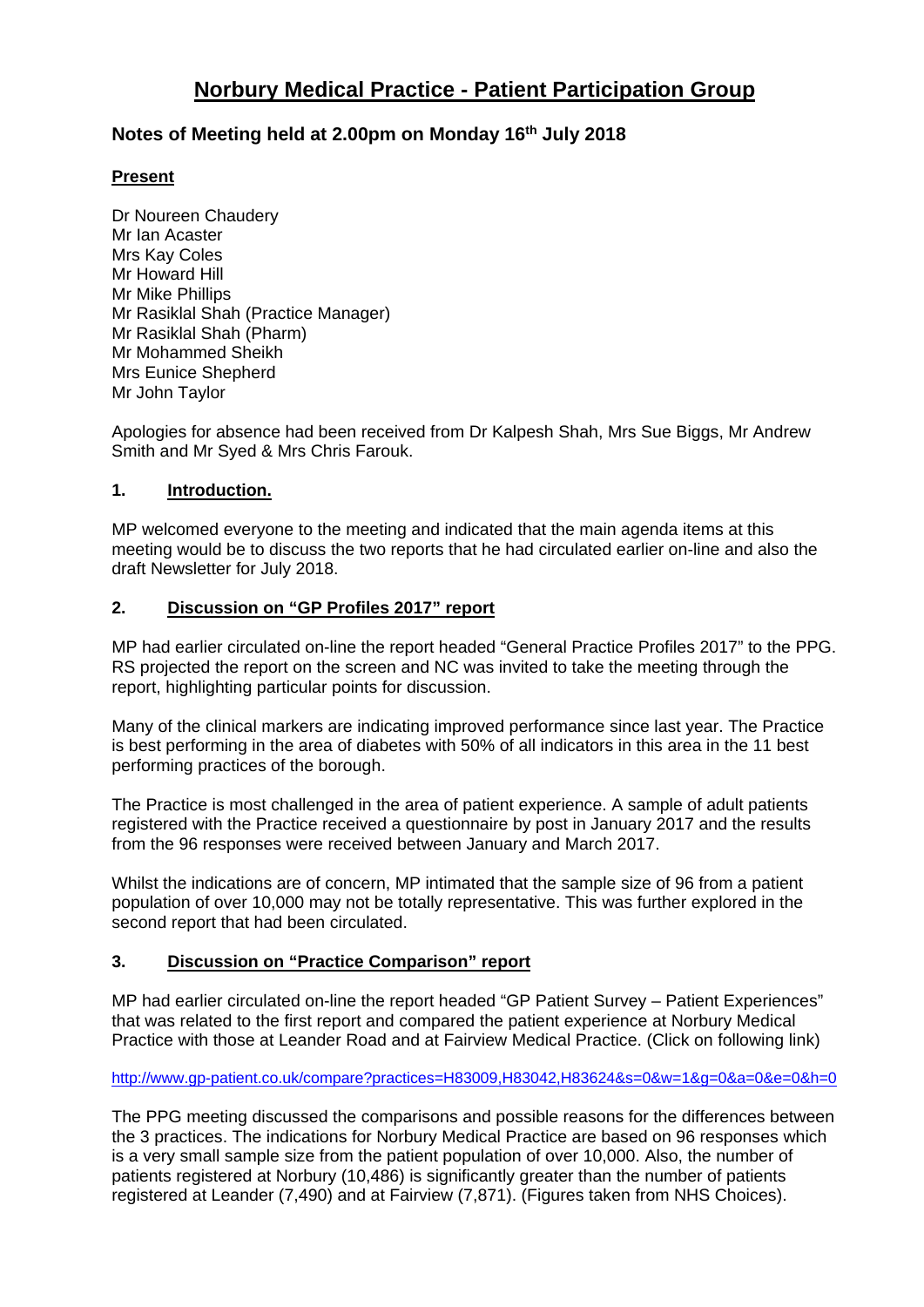# Norbury Medical Practice - Patient Participation Group

## Notes of Meeting held at 2.00pm on Monday 16th July 2018

**Present**

Dr Noureen Chaudery
Mr Ian Acaster
Mrs Kay Coles
Mr Howard Hill
Mr Mike Phillips
Mr Rasiklal Shah (Practice Manager)
Mr Rasiklal Shah (Pharm)
Mr Mohammed Sheikh
Mrs Eunice Shepherd
Mr John Taylor

Apologies for absence had been received from Dr Kalpesh Shah, Mrs Sue Biggs, Mr Andrew Smith and Mr Syed & Mrs Chris Farouk.

### 1. Introduction.

MP welcomed everyone to the meeting and indicated that the main agenda items at this meeting would be to discuss the two reports that he had circulated earlier on-line and also the draft Newsletter for July 2018.

### 2. Discussion on "GP Profiles 2017" report

MP had earlier circulated on-line the report headed "General Practice Profiles 2017" to the PPG. RS projected the report on the screen and NC was invited to take the meeting through the report, highlighting particular points for discussion.

Many of the clinical markers are indicating improved performance since last year. The Practice is best performing in the area of diabetes with 50% of all indicators in this area in the 11 best performing practices of the borough.

The Practice is most challenged in the area of patient experience. A sample of adult patients registered with the Practice received a questionnaire by post in January 2017 and the results from the 96 responses were received between January and March 2017.

Whilst the indications are of concern, MP intimated that the sample size of 96 from a patient population of over 10,000 may not be totally representative. This was further explored in the second report that had been circulated.

### 3. Discussion on "Practice Comparison" report

MP had earlier circulated on-line the report headed "GP Patient Survey – Patient Experiences" that was related to the first report and compared the patient experience at Norbury Medical Practice with those at Leander Road and at Fairview Medical Practice. (Click on following link)

http://www.gp-patient.co.uk/compare?practices=H83009,H83042,H83624&s=0&w=1&g=0&a=0&e=0&h=0

The PPG meeting discussed the comparisons and possible reasons for the differences between the 3 practices. The indications for Norbury Medical Practice are based on 96 responses which is a very small sample size from the patient population of over 10,000. Also, the number of patients registered at Norbury (10,486) is significantly greater than the number of patients registered at Leander (7,490) and at Fairview (7,871). (Figures taken from NHS Choices).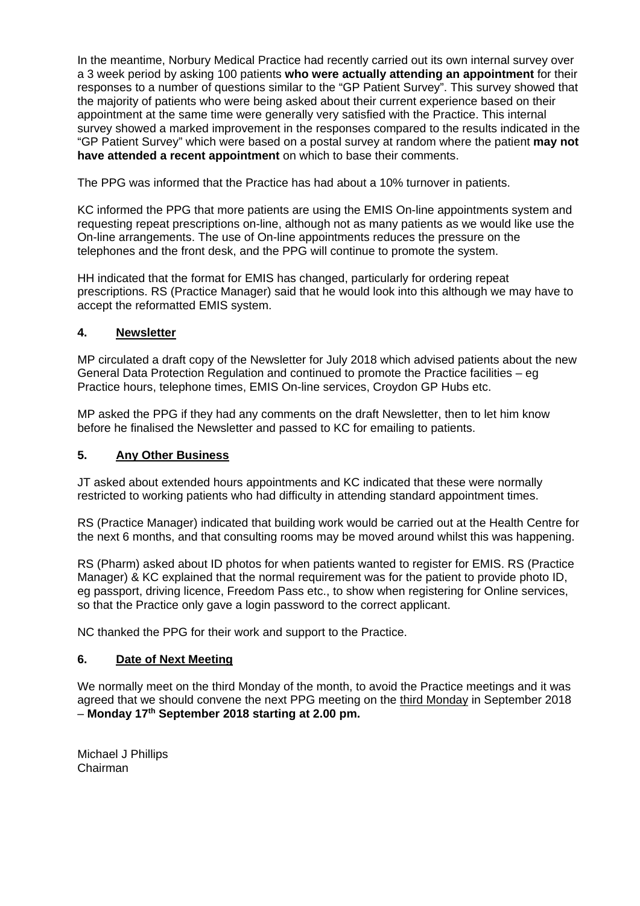In the meantime, Norbury Medical Practice had recently carried out its own internal survey over a 3 week period by asking 100 patients **who were actually attending an appointment** for their responses to a number of questions similar to the "GP Patient Survey". This survey showed that the majority of patients who were being asked about their current experience based on their appointment at the same time were generally very satisfied with the Practice. This internal survey showed a marked improvement in the responses compared to the results indicated in the "GP Patient Survey" which were based on a postal survey at random where the patient **may not have attended a recent appointment** on which to base their comments.

The PPG was informed that the Practice has had about a 10% turnover in patients.

KC informed the PPG that more patients are using the EMIS On-line appointments system and requesting repeat prescriptions on-line, although not as many patients as we would like use the On-line arrangements. The use of On-line appointments reduces the pressure on the telephones and the front desk, and the PPG will continue to promote the system.

HH indicated that the format for EMIS has changed, particularly for ordering repeat prescriptions. RS (Practice Manager) said that he would look into this although we may have to accept the reformatted EMIS system.

## 4. Newsletter

MP circulated a draft copy of the Newsletter for July 2018 which advised patients about the new General Data Protection Regulation and continued to promote the Practice facilities – eg Practice hours, telephone times, EMIS On-line services, Croydon GP Hubs etc.

MP asked the PPG if they had any comments on the draft Newsletter, then to let him know before he finalised the Newsletter and passed to KC for emailing to patients.

## 5. Any Other Business

JT asked about extended hours appointments and KC indicated that these were normally restricted to working patients who had difficulty in attending standard appointment times.

RS (Practice Manager) indicated that building work would be carried out at the Health Centre for the next 6 months, and that consulting rooms may be moved around whilst this was happening.

RS (Pharm) asked about ID photos for when patients wanted to register for EMIS. RS (Practice Manager) & KC explained that the normal requirement was for the patient to provide photo ID, eg passport, driving licence, Freedom Pass etc., to show when registering for Online services, so that the Practice only gave a login password to the correct applicant.

NC thanked the PPG for their work and support to the Practice.

## 6. Date of Next Meeting

We normally meet on the third Monday of the month, to avoid the Practice meetings and it was agreed that we should convene the next PPG meeting on the third Monday in September 2018 – **Monday 17th September 2018 starting at 2.00 pm.**

Michael J Phillips
Chairman